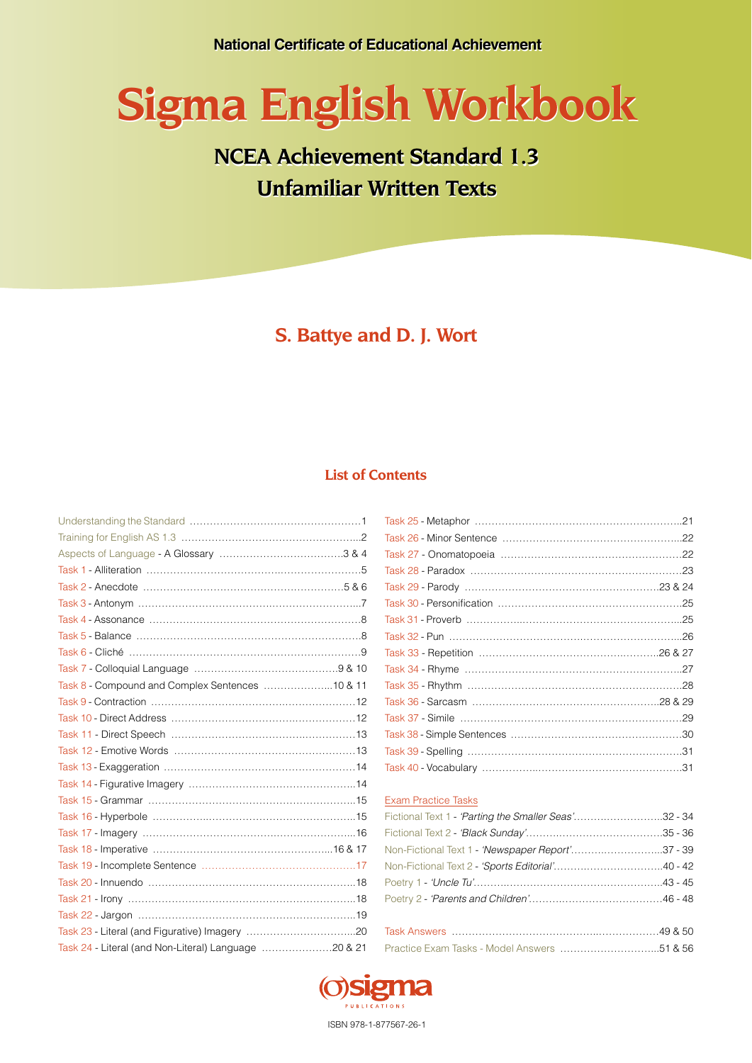National Certificate of Educational Achievement

# Sigma English Workbook

## NCEA Achievement Standard 1.3
## Unfamiliar Written Texts

**S. Battye and D. J. Wort**

### List of Contents

- Understanding the Standard ....1
- Training for English AS 1.3 ....2
- Aspects of Language - A Glossary ....3 & 4
- Task 1 - Alliteration ....5
- Task 2 - Anecdote ....5 & 6
- Task 3 - Antonym ....7
- Task 4 - Assonance ....8
- Task 5 - Balance ....8
- Task 6 - Cliché ....9
- Task 7 - Colloquial Language ....9 & 10
- Task 8 - Compound and Complex Sentences ....10 & 11
- Task 9 - Contraction ....12
- Task 10 - Direct Address ....12
- Task 11 - Direct Speech ....13
- Task 12 - Emotive Words ....13
- Task 13 - Exaggeration ....14
- Task 14 - Figurative Imagery ....14
- Task 15 - Grammar ....15
- Task 16 - Hyperbole ....15
- Task 17 - Imagery ....16
- Task 18 - Imperative ....16 & 17
- Task 19 - Incomplete Sentence ....17
- Task 20 - Innuendo ....18
- Task 21 - Irony ....18
- Task 22 - Jargon ....19
- Task 23 - Literal (and Figurative) Imagery ....20
- Task 24 - Literal (and Non-Literal) Language ....20 & 21
- Task 25 - Metaphor ....21
- Task 26 - Minor Sentence ....22
- Task 27 - Onomatopoeia ....22
- Task 28 - Paradox ....23
- Task 29 - Parody ....23 & 24
- Task 30 - Personification ....25
- Task 31 - Proverb ....25
- Task 32 - Pun ....26
- Task 33 - Repetition ....26 & 27
- Task 34 - Rhyme ....27
- Task 35 - Rhythm ....28
- Task 36 - Sarcasm ....28 & 29
- Task 37 - Simile ....29
- Task 38 - Simple Sentences ....30
- Task 39 - Spelling ....31
- Task 40 - Vocabulary ....31

Exam Practice Tasks

- Fictional Text 1 - *'Parting the Smaller Seas'*....32 - 34
- Fictional Text 2 - *'Black Sunday'*....35 - 36
- Non-Fictional Text 1 - *'Newspaper Report'*....37 - 39
- Non-Fictional Text 2 - *'Sports Editorial'*....40 - 42
- Poetry 1 - *'Uncle Tu'*....43 - 45
- Poetry 2 - *'Parents and Children'*....46 - 48

- Task Answers ....49 & 50
- Practice Exam Tasks - Model Answers ....51 & 56

sigma PUBLICATIONS

ISBN 978-1-877567-26-1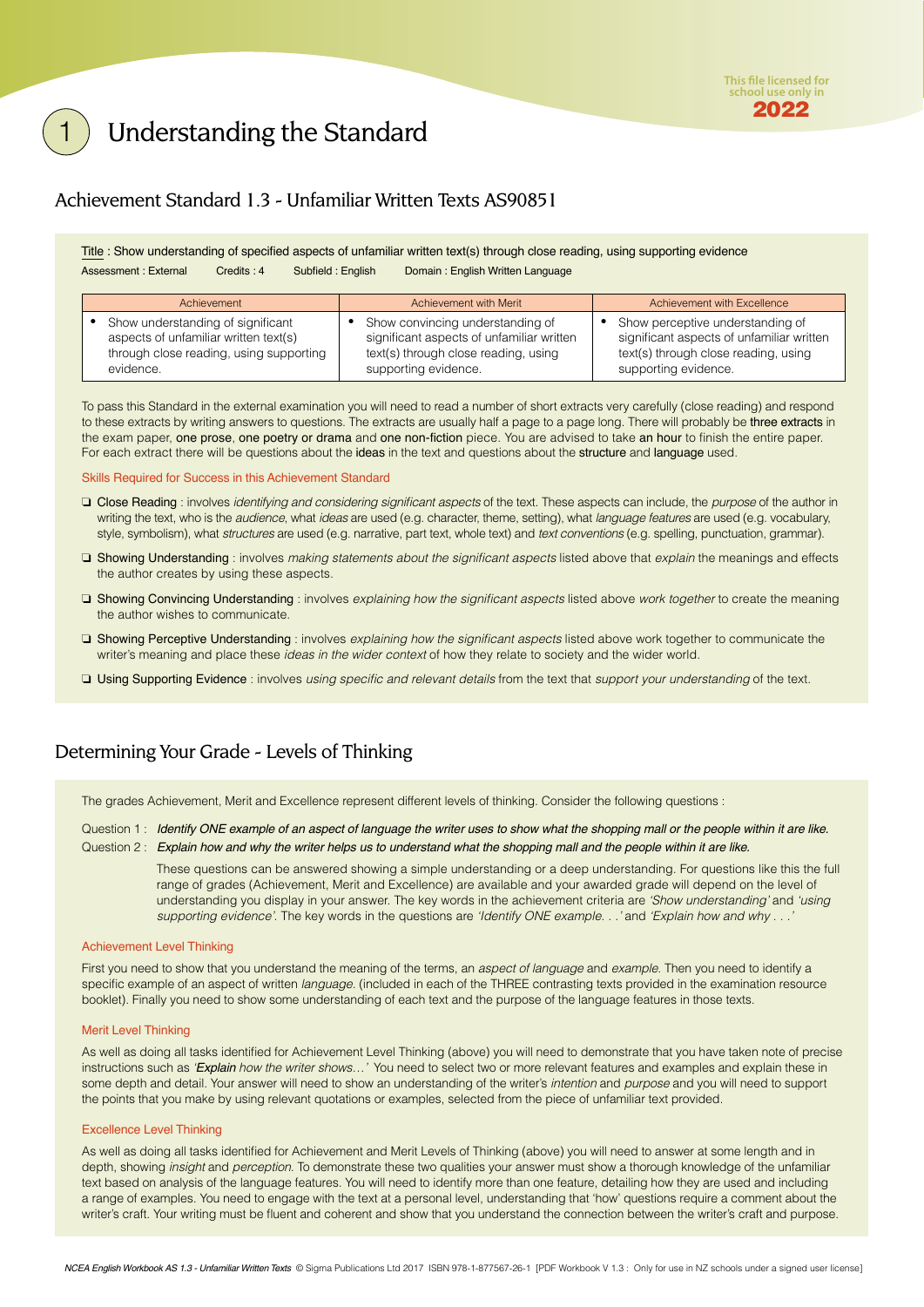# 1 Understanding the Standard

## Achievement Standard 1.3 - Unfamiliar Written Texts AS90851

Title : Show understanding of specified aspects of unfamiliar written text(s) through close reading, using supporting evidence

Assessment : External  Credits : 4  Subfield : English  Domain : English Written Language

| Achievement | Achievement with Merit | Achievement with Excellence |
|---|---|---|
| • Show understanding of significant aspects of unfamiliar written text(s) through close reading, using supporting evidence. | • Show convincing understanding of significant aspects of unfamiliar written text(s) through close reading, using supporting evidence. | • Show perceptive understanding of significant aspects of unfamiliar written text(s) through close reading, using supporting evidence. |

To pass this Standard in the external examination you will need to read a number of short extracts very carefully (close reading) and respond to these extracts by writing answers to questions. The extracts are usually half a page to a page long. There will probably be three extracts in the exam paper, one prose, one poetry or drama and one non-fiction piece. You are advised to take an hour to finish the entire paper. For each extract there will be questions about the ideas in the text and questions about the structure and language used.

### Skills Required for Success in this Achievement Standard

- ❑ Close Reading : involves *identifying and considering significant aspects* of the text. These aspects can include, the *purpose* of the author in writing the text, who is the *audience*, what *ideas* are used (e.g. character, theme, setting), what *language features* are used (e.g. vocabulary, style, symbolism), what *structures* are used (e.g. narrative, part text, whole text) and *text conventions* (e.g. spelling, punctuation, grammar).
- ❑ Showing Understanding : involves *making statements about the significant aspects* listed above that *explain* the meanings and effects the author creates by using these aspects.
- ❑ Showing Convincing Understanding : involves *explaining how the significant aspects* listed above *work together* to create the meaning the author wishes to communicate.
- ❑ Showing Perceptive Understanding : involves *explaining how the significant aspects* listed above work together to communicate the writer's meaning and place these *ideas in the wider context* of how they relate to society and the wider world.
- ❑ Using Supporting Evidence : involves *using specific and relevant details* from the text that *support your understanding* of the text.

## Determining Your Grade - Levels of Thinking

The grades Achievement, Merit and Excellence represent different levels of thinking. Consider the following questions :

Question 1 : *Identify ONE example of an aspect of language the writer uses to show what the shopping mall or the people within it are like.*

Question 2 : *Explain how and why the writer helps us to understand what the shopping mall and the people within it are like.*

These questions can be answered showing a simple understanding or a deep understanding. For questions like this the full range of grades (Achievement, Merit and Excellence) are available and your awarded grade will depend on the level of understanding you display in your answer. The key words in the achievement criteria are *'Show understanding'* and *'using supporting evidence'*. The key words in the questions are *'Identify ONE example. . .'* and *'Explain how and why . . .'*

### Achievement Level Thinking

First you need to show that you understand the meaning of the terms, an *aspect of language* and *example*. Then you need to identify a specific example of an aspect of written *language*. (included in each of the THREE contrasting texts provided in the examination resource booklet). Finally you need to show some understanding of each text and the purpose of the language features in those texts.

### Merit Level Thinking

As well as doing all tasks identified for Achievement Level Thinking (above) you will need to demonstrate that you have taken note of precise instructions such as *'**Explain** how the writer shows…'* You need to select two or more relevant features and examples and explain these in some depth and detail. Your answer will need to show an understanding of the writer's *intention* and *purpose* and you will need to support the points that you make by using relevant quotations or examples, selected from the piece of unfamiliar text provided.

### Excellence Level Thinking

As well as doing all tasks identified for Achievement and Merit Levels of Thinking (above) you will need to answer at some length and in depth, showing *insight* and *perception.* To demonstrate these two qualities your answer must show a thorough knowledge of the unfamiliar text based on analysis of the language features. You will need to identify more than one feature, detailing how they are used and including a range of examples. You need to engage with the text at a personal level, understanding that 'how' questions require a comment about the writer's craft. Your writing must be fluent and coherent and show that you understand the connection between the writer's craft and purpose.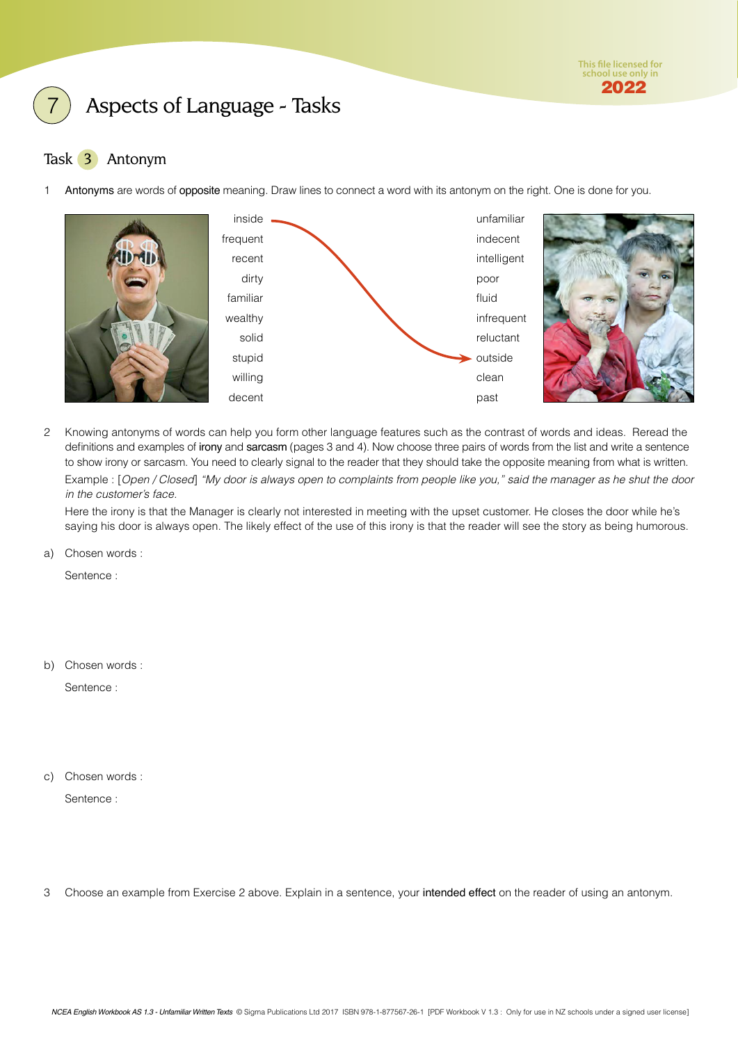# 7 Aspects of Language - Tasks

## Task 3 Antonym

1 **Antonyms** are words of **opposite** meaning. Draw lines to connect a word with its antonym on the right. One is done for you.

| | |
|---|---|
| inside | unfamiliar |
| frequent | indecent |
| recent | intelligent |
| dirty | poor |
| familiar | fluid |
| wealthy | infrequent |
| solid | reluctant |
| stupid | outside |
| willing | clean |
| decent | past |

2 Knowing antonyms of words can help you form other language features such as the contrast of words and ideas. Reread the definitions and examples of **irony** and **sarcasm** (pages 3 and 4). Now choose three pairs of words from the list and write a sentence to show irony or sarcasm. You need to clearly signal to the reader that they should take the opposite meaning from what is written.

Example : [*Open / Closed*] *"My door is always open to complaints from people like you," said the manager as he shut the door in the customer's face.*

Here the irony is that the Manager is clearly not interested in meeting with the upset customer. He closes the door while he's saying his door is always open. The likely effect of the use of this irony is that the reader will see the story as being humorous.

a) Chosen words :

Sentence :

b) Chosen words :

Sentence :

c) Chosen words :

Sentence :

3 Choose an example from Exercise 2 above. Explain in a sentence, your **intended effect** on the reader of using an antonym.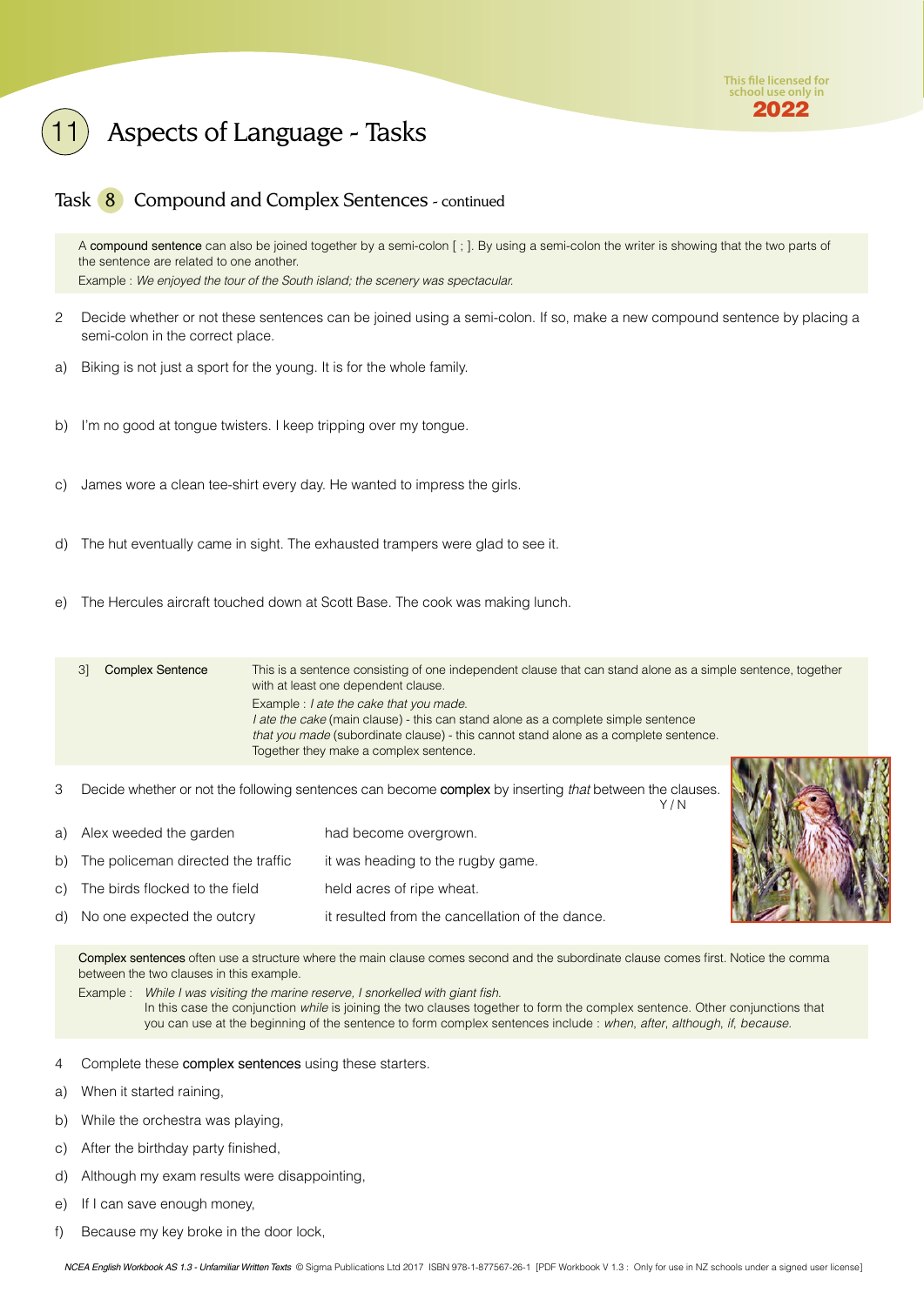# 11 Aspects of Language - Tasks

## Task 8 Compound and Complex Sentences - continued

A **compound sentence** can also be joined together by a semi-colon [ ; ]. By using a semi-colon the writer is showing that the two parts of the sentence are related to one another.
Example : *We enjoyed the tour of the South island; the scenery was spectacular.*

2 Decide whether or not these sentences can be joined using a semi-colon. If so, make a new compound sentence by placing a semi-colon in the correct place.

a) Biking is not just a sport for the young. It is for the whole family.

b) I'm no good at tongue twisters. I keep tripping over my tongue.

c) James wore a clean tee-shirt every day. He wanted to impress the girls.

d) The hut eventually came in sight. The exhausted trampers were glad to see it.

e) The Hercules aircraft touched down at Scott Base. The cook was making lunch.

3] **Complex Sentence** This is a sentence consisting of one independent clause that can stand alone as a simple sentence, together with at least one dependent clause.
Example : *I ate the cake that you made.*
*I ate the cake* (main clause) - this can stand alone as a complete simple sentence
*that you made* (subordinate clause) - this cannot stand alone as a complete sentence.
Together they make a complex sentence.

3 Decide whether or not the following sentences can become **complex** by inserting *that* between the clauses.

| | | | Y / N |
|---|---|---|---|
| a) | Alex weeded the garden | had become overgrown. | |
| b) | The policeman directed the traffic | it was heading to the rugby game. | |
| c) | The birds flocked to the field | held acres of ripe wheat. | |
| d) | No one expected the outcry | it resulted from the cancellation of the dance. | |

**Complex sentences** often use a structure where the main clause comes second and the subordinate clause comes first. Notice the comma between the two clauses in this example.
Example : *While I was visiting the marine reserve, I snorkelled with giant fish.*
In this case the conjunction *while* is joining the two clauses together to form the complex sentence. Other conjunctions that you can use at the beginning of the sentence to form complex sentences include : *when, after, although, if, because.*

4 Complete these **complex sentences** using these starters.

a) When it started raining,

b) While the orchestra was playing,

c) After the birthday party finished,

d) Although my exam results were disappointing,

e) If I can save enough money,

f) Because my key broke in the door lock,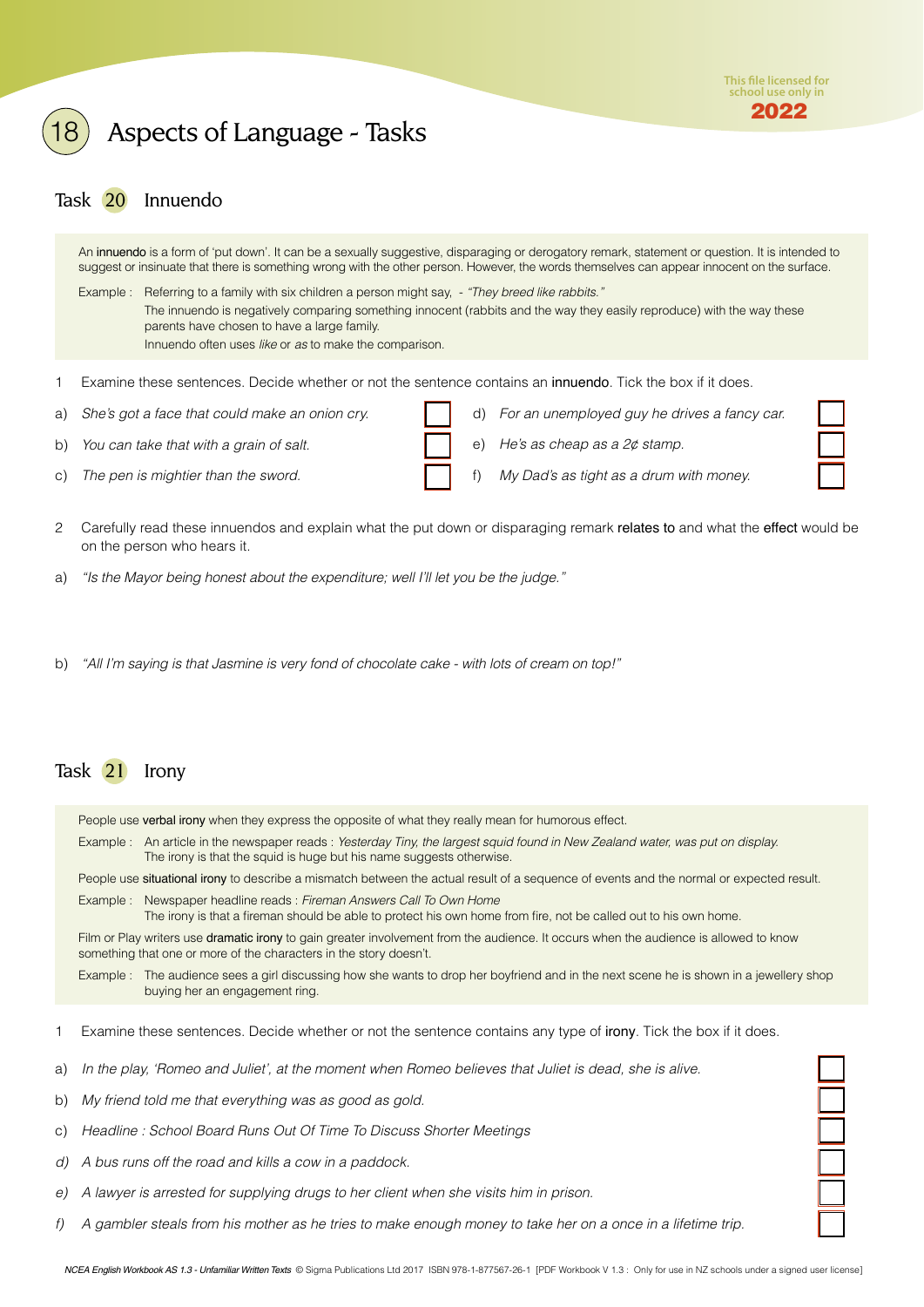# 18 Aspects of Language - Tasks

## Task 20 Innuendo

An **innuendo** is a form of 'put down'. It can be a sexually suggestive, disparaging or derogatory remark, statement or question. It is intended to suggest or insinuate that there is something wrong with the other person. However, the words themselves can appear innocent on the surface.

Example : Referring to a family with six children a person might say, - *"They breed like rabbits."*
The innuendo is negatively comparing something innocent (rabbits and the way they easily reproduce) with the way these parents have chosen to have a large family.
Innuendo often uses *like* or *as* to make the comparison.

1 Examine these sentences. Decide whether or not the sentence contains an **innuendo**. Tick the box if it does.

a) *She's got a face that could make an onion cry.* ☐

b) *You can take that with a grain of salt.* ☐

c) *The pen is mightier than the sword.* ☐

d) *For an unemployed guy he drives a fancy car.* ☐

e) *He's as cheap as a 2¢ stamp.* ☐

f) *My Dad's as tight as a drum with money.* ☐

2 Carefully read these innuendos and explain what the put down or disparaging remark **relates to** and what the **effect** would be on the person who hears it.

a) *"Is the Mayor being honest about the expenditure; well I'll let you be the judge."*

b) *"All I'm saying is that Jasmine is very fond of chocolate cake - with lots of cream on top!"*

## Task 21 Irony

People use **verbal irony** when they express the opposite of what they really mean for humorous effect.

Example : An article in the newspaper reads : *Yesterday Tiny, the largest squid found in New Zealand water, was put on display.*
The irony is that the squid is huge but his name suggests otherwise.

People use **situational irony** to describe a mismatch between the actual result of a sequence of events and the normal or expected result.

Example : Newspaper headline reads : *Fireman Answers Call To Own Home*
The irony is that a fireman should be able to protect his own home from fire, not be called out to his own home.

Film or Play writers use **dramatic irony** to gain greater involvement from the audience. It occurs when the audience is allowed to know something that one or more of the characters in the story doesn't.

Example : The audience sees a girl discussing how she wants to drop her boyfriend and in the next scene he is shown in a jewellery shop buying her an engagement ring.

1 Examine these sentences. Decide whether or not the sentence contains any type of **irony**. Tick the box if it does.

a) *In the play, 'Romeo and Juliet', at the moment when Romeo believes that Juliet is dead, she is alive.* ☐

b) *My friend told me that everything was as good as gold.* ☐

c) *Headline : School Board Runs Out Of Time To Discuss Shorter Meetings* ☐

d) *A bus runs off the road and kills a cow in a paddock.* ☐

e) *A lawyer is arrested for supplying drugs to her client when she visits him in prison.* ☐

f) *A gambler steals from his mother as he tries to make enough money to take her on a once in a lifetime trip.* ☐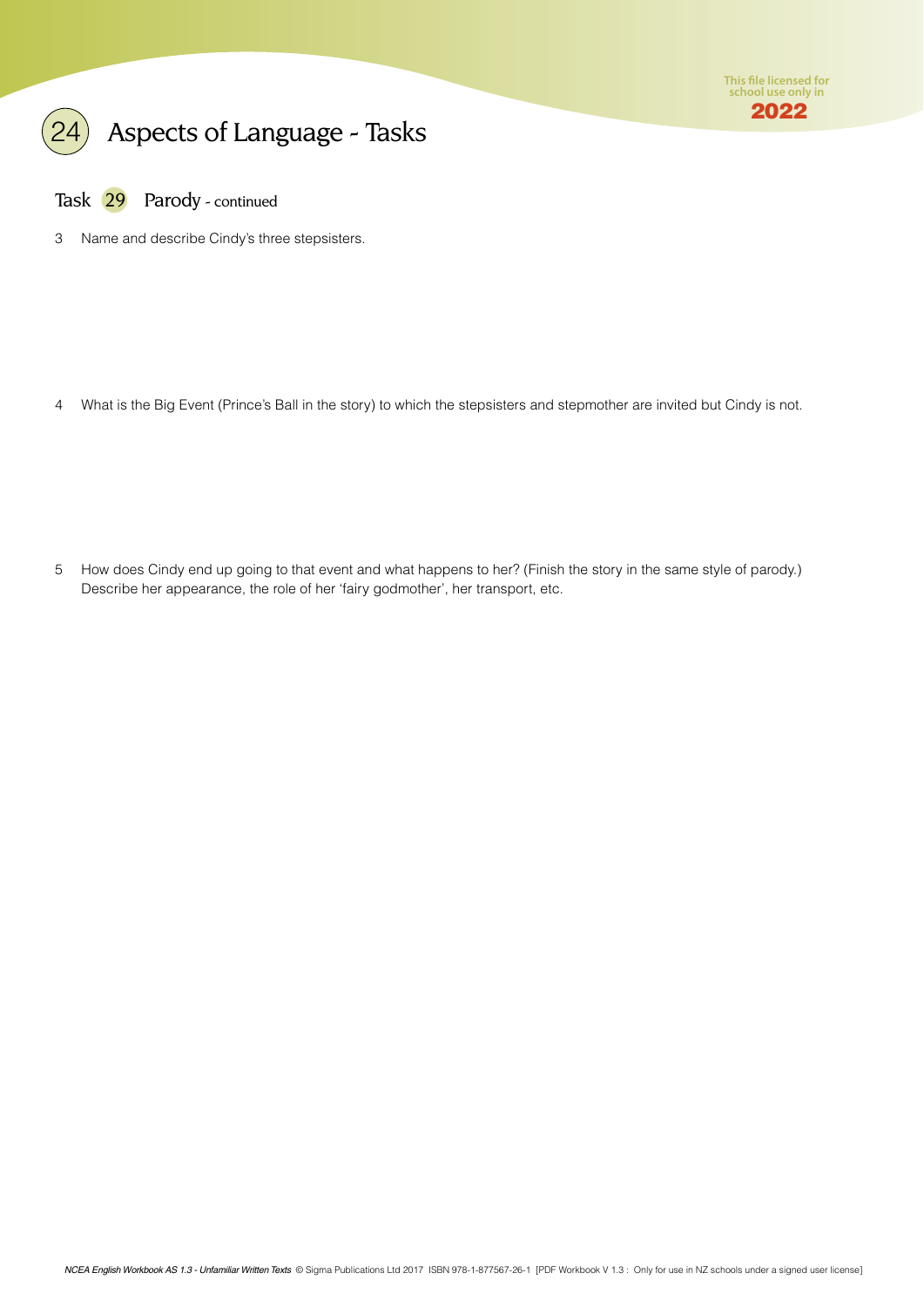# 24 Aspects of Language - Tasks

## Task 29 Parody - continued

3 Name and describe Cindy's three stepsisters.

4 What is the Big Event (Prince's Ball in the story) to which the stepsisters and stepmother are invited but Cindy is not.

5 How does Cindy end up going to that event and what happens to her? (Finish the story in the same style of parody.) Describe her appearance, the role of her 'fairy godmother', her transport, etc.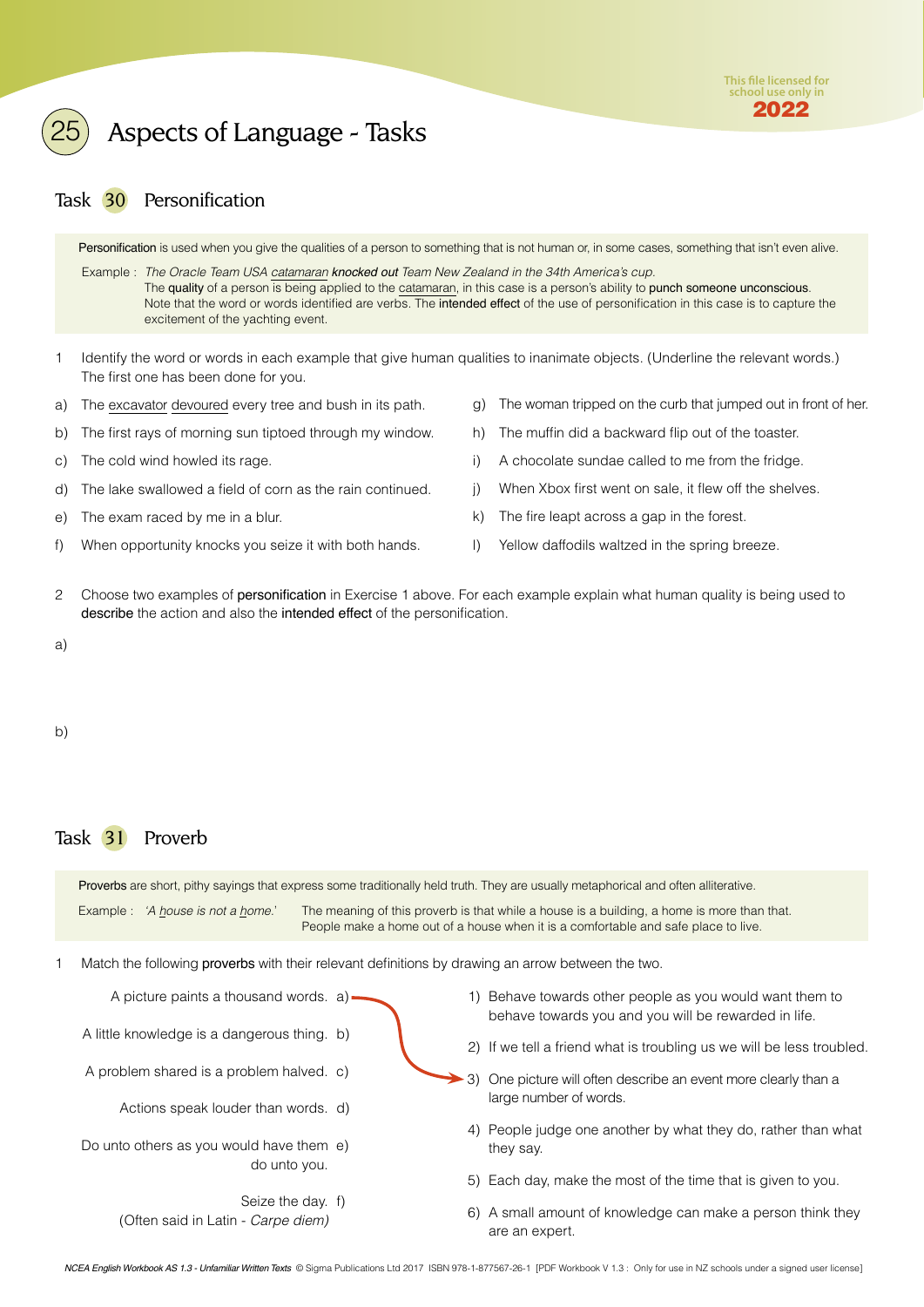# 25 Aspects of Language - Tasks

## Task 30 Personification

**Personification** is used when you give the qualities of a person to something that is not human or, in some cases, something that isn't even alive.

Example : *The Oracle Team USA catamaran* ***knocked out*** *Team New Zealand in the 34th America's cup.*
The **quality** of a person is being applied to the catamaran, in this case is a person's ability to **punch someone unconscious**. Note that the word or words identified are verbs. The **intended effect** of the use of personification in this case is to capture the excitement of the yachting event.

1 Identify the word or words in each example that give human qualities to inanimate objects. (Underline the relevant words.) The first one has been done for you.

a) The excavator devoured every tree and bush in its path.

b) The first rays of morning sun tiptoed through my window.

c) The cold wind howled its rage.

d) The lake swallowed a field of corn as the rain continued.

e) The exam raced by me in a blur.

f) When opportunity knocks you seize it with both hands.

g) The woman tripped on the curb that jumped out in front of her.

h) The muffin did a backward flip out of the toaster.

i) A chocolate sundae called to me from the fridge.

j) When Xbox first went on sale, it flew off the shelves.

k) The fire leapt across a gap in the forest.

l) Yellow daffodils waltzed in the spring breeze.

2 Choose two examples of **personification** in Exercise 1 above. For each example explain what human quality is being used to **describe** the action and also the **intended effect** of the personification.

a)

b)

## Task 31 Proverb

**Proverbs** are short, pithy sayings that express some traditionally held truth. They are usually metaphorical and often alliterative.

Example : *'A house is not a home.'* The meaning of this proverb is that while a house is a building, a home is more than that. People make a home out of a house when it is a comfortable and safe place to live.

1 Match the following **proverbs** with their relevant definitions by drawing an arrow between the two.

a) A picture paints a thousand words. → 3)

b) A little knowledge is a dangerous thing.

c) A problem shared is a problem halved.

d) Actions speak louder than words.

e) Do unto others as you would have them do unto you.

f) Seize the day. (Often said in Latin - *Carpe diem)*

1) Behave towards other people as you would want them to behave towards you and you will be rewarded in life.

2) If we tell a friend what is troubling us we will be less troubled.

3) One picture will often describe an event more clearly than a large number of words.

4) People judge one another by what they do, rather than what they say.

5) Each day, make the most of the time that is given to you.

6) A small amount of knowledge can make a person think they are an expert.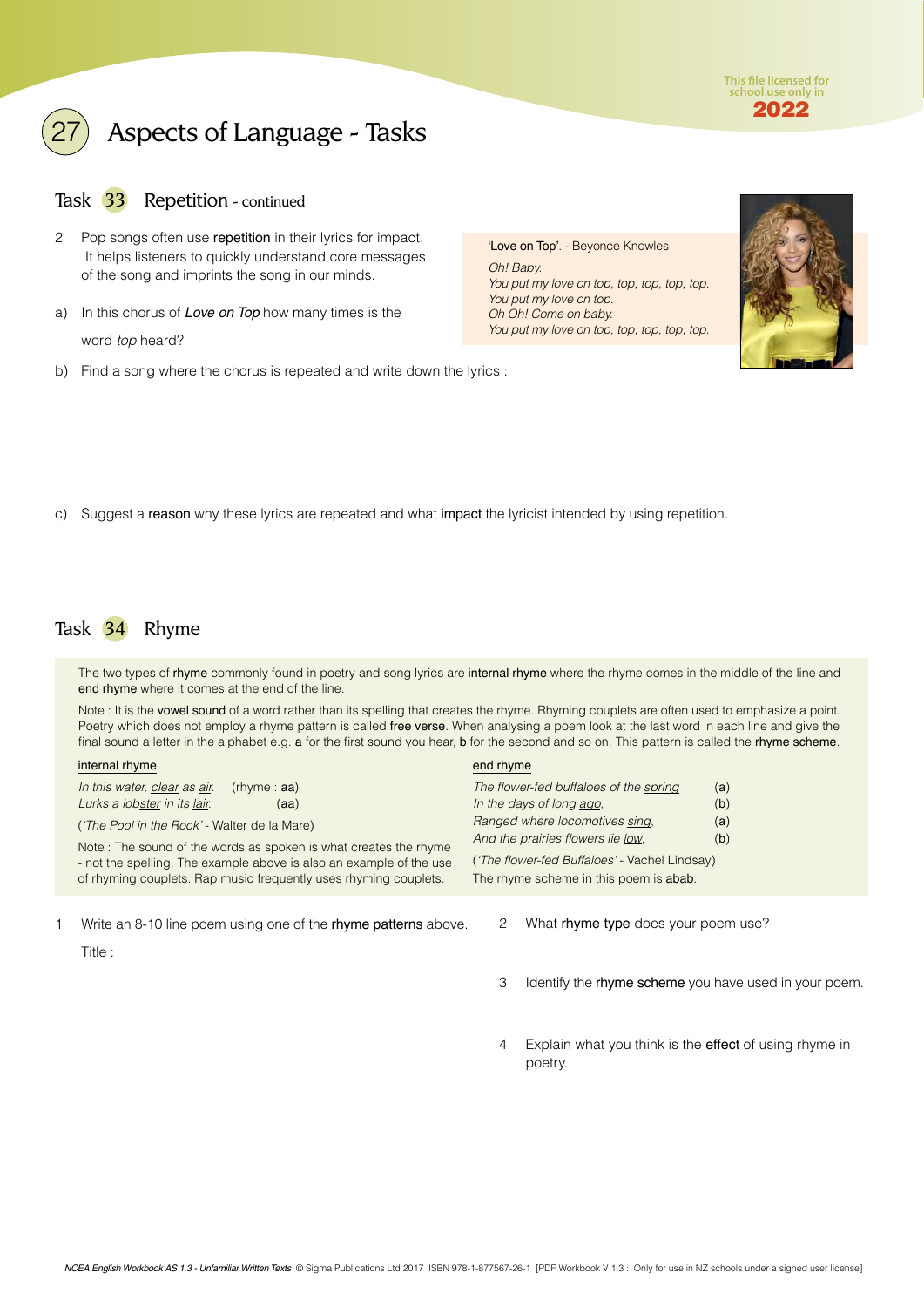# 27 Aspects of Language - Tasks

## Task 33 Repetition - continued

2 Pop songs often use repetition in their lyrics for impact. It helps listeners to quickly understand core messages of the song and imprints the song in our minds.

'Love on Top'. - Beyonce Knowles

*Oh! Baby.*
*You put my love on top, top, top, top, top.*
*You put my love on top.*
*Oh Oh! Come on baby.*
*You put my love on top, top, top, top, top.*

a) In this chorus of *Love on Top* how many times is the word *top* heard?

b) Find a song where the chorus is repeated and write down the lyrics :

c) Suggest a reason why these lyrics are repeated and what impact the lyricist intended by using repetition.

## Task 34 Rhyme

The two types of rhyme commonly found in poetry and song lyrics are internal rhyme where the rhyme comes in the middle of the line and end rhyme where it comes at the end of the line.

Note : It is the vowel sound of a word rather than its spelling that creates the rhyme. Rhyming couplets are often used to emphasize a point. Poetry which does not employ a rhyme pattern is called free verse. When analysing a poem look at the last word in each line and give the final sound a letter in the alphabet e.g. **a** for the first sound you hear, **b** for the second and so on. This pattern is called the rhyme scheme.

<u>internal rhyme</u>

*In this water, <u>clear</u> as <u>air</u>.* (rhyme : **aa**)
*Lurks a lob<u>ster</u> in its <u>lair</u>.* (aa)

('*The Pool in the Rock*' - Walter de la Mare)

Note : The sound of the words as spoken is what creates the rhyme - not the spelling. The example above is also an example of the use of rhyming couplets. Rap music frequently uses rhyming couplets.

<u>end rhyme</u>

*The flower-fed buffaloes of the <u>spring</u>* (a)
*In the days of long <u>ago</u>,* (b)
*Ranged where locomotives <u>sing</u>,* (a)
*And the prairies flowers lie <u>low</u>,* (b)

('*The flower-fed Buffaloes*' - Vachel Lindsay)
The rhyme scheme in this poem is **abab**.

1 Write an 8-10 line poem using one of the rhyme patterns above.

Title :

2 What rhyme type does your poem use?

3 Identify the rhyme scheme you have used in your poem.

4 Explain what you think is the effect of using rhyme in poetry.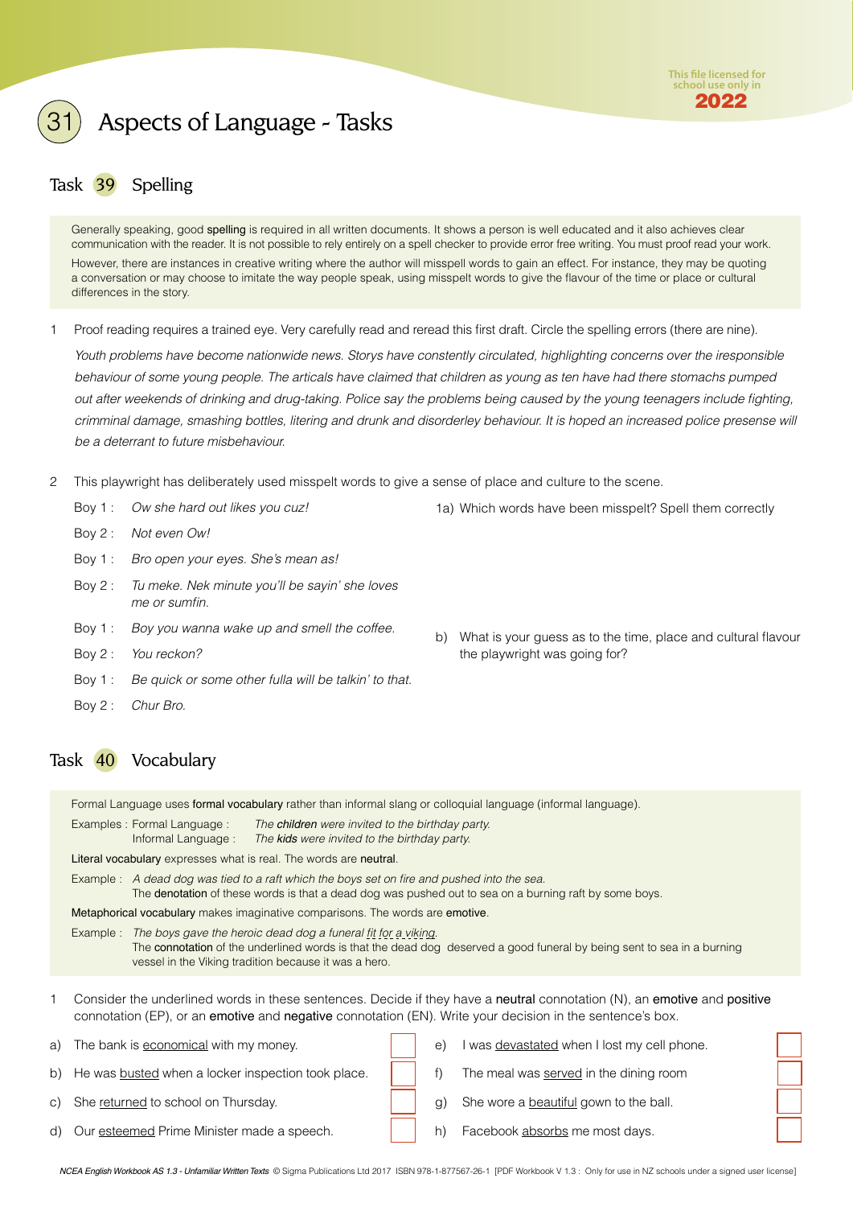# 31 Aspects of Language - Tasks

## Task 39 Spelling

Generally speaking, good spelling is required in all written documents. It shows a person is well educated and it also achieves clear communication with the reader. It is not possible to rely entirely on a spell checker to provide error free writing. You must proof read your work.

However, there are instances in creative writing where the author will misspell words to gain an effect. For instance, they may be quoting a conversation or may choose to imitate the way people speak, using misspelt words to give the flavour of the time or place or cultural differences in the story.

1 Proof reading requires a trained eye. Very carefully read and reread this first draft. Circle the spelling errors (there are nine).

*Youth problems have become nationwide news. Storys have constently circulated, highlighting concerns over the iresponsible behaviour of some young people. The articals have claimed that children as young as ten have had there stomachs pumped out after weekends of drinking and drug-taking. Police say the problems being caused by the young teenagers include fighting, crimminal damage, smashing bottles, litering and drunk and disorderley behaviour. It is hoped an increased police presense will be a deterrant to future misbehaviour.*

2 This playwright has deliberately used misspelt words to give a sense of place and culture to the scene.

Boy 1 : *Ow she hard out likes you cuz!*

Boy 2 : *Not even Ow!*

Boy 1 : *Bro open your eyes. She's mean as!*

Boy 2 : *Tu meke. Nek minute you'll be sayin' she loves me or sumfin.*

Boy 1 : *Boy you wanna wake up and smell the coffee.*

Boy 2 : *You reckon?*

Boy 1 : *Be quick or some other fulla will be talkin' to that.*

Boy 2 : *Chur Bro.*

1a) Which words have been misspelt? Spell them correctly

b) What is your guess as to the time, place and cultural flavour the playwright was going for?

## Task 40 Vocabulary

Formal Language uses formal vocabulary rather than informal slang or colloquial language (informal language).

Examples : Formal Language : *The **children** were invited to the birthday party.*
Informal Language : *The **kids** were invited to the birthday party.*

Literal vocabulary expresses what is real. The words are neutral.

Example : *A dead dog was tied to a raft which the boys set on fire and pushed into the sea.*
The denotation of these words is that a dead dog was pushed out to sea on a burning raft by some boys.

Metaphorical vocabulary makes imaginative comparisons. The words are emotive.

Example : *The boys gave the heroic dead dog a funeral fit for a viking.*
The connotation of the underlined words is that the dead dog deserved a good funeral by being sent to sea in a burning vessel in the Viking tradition because it was a hero.

1 Consider the underlined words in these sentences. Decide if they have a neutral connotation (N), an emotive and positive connotation (EP), or an emotive and negative connotation (EN). Write your decision in the sentence's box.

a) The bank is economical with my money. ☐

b) He was busted when a locker inspection took place. ☐

c) She returned to school on Thursday. ☐

d) Our esteemed Prime Minister made a speech. ☐

e) I was devastated when I lost my cell phone. ☐

f) The meal was served in the dining room ☐

g) She wore a beautiful gown to the ball. ☐

h) Facebook absorbs me most days. ☐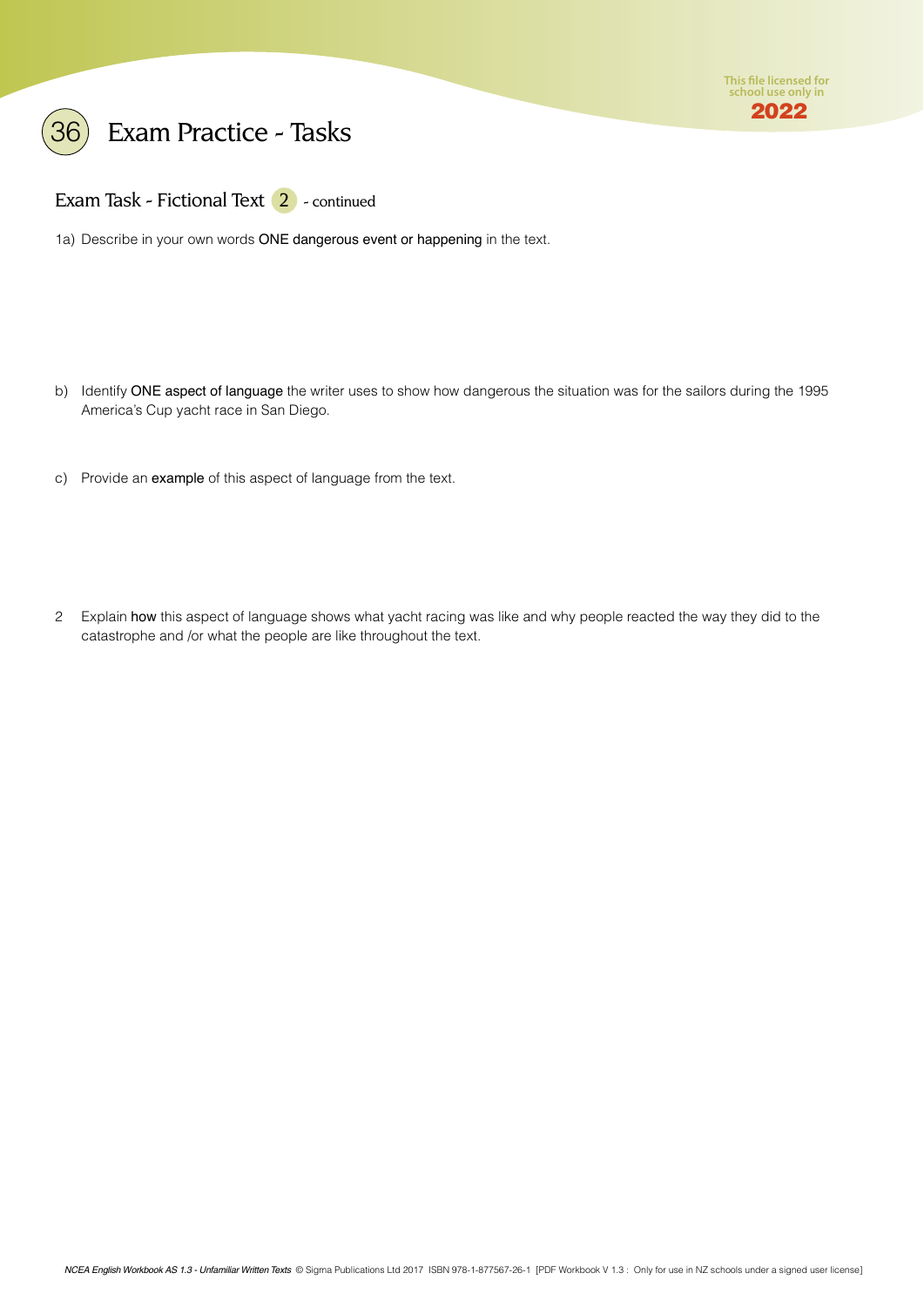# 36 Exam Practice - Tasks

## Exam Task - Fictional Text 2 - continued

1a) Describe in your own words **ONE dangerous event or happening** in the text.

b) Identify **ONE aspect of language** the writer uses to show how dangerous the situation was for the sailors during the 1995 America's Cup yacht race in San Diego.

c) Provide an **example** of this aspect of language from the text.

2 Explain **how** this aspect of language shows what yacht racing was like and why people reacted the way they did to the catastrophe and /or what the people are like throughout the text.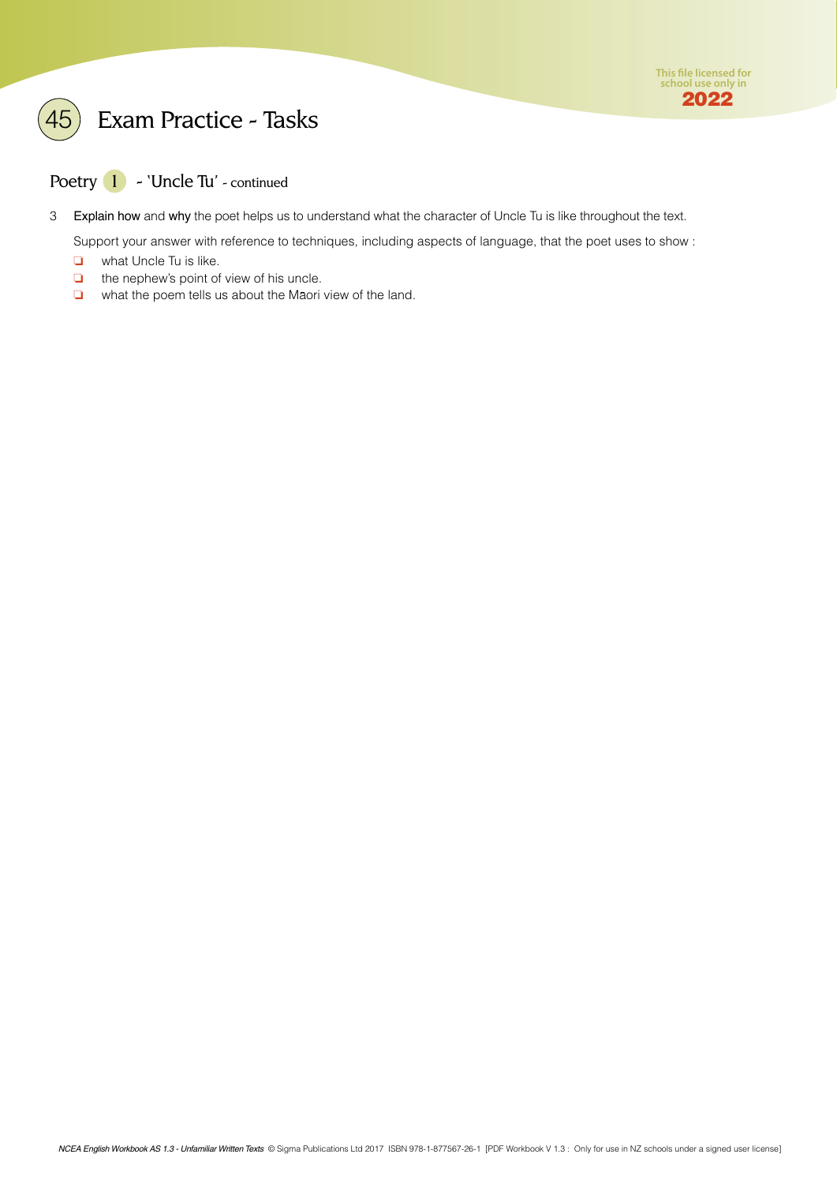# 45 Exam Practice - Tasks

## Poetry 1 - 'Uncle Tu' - continued

3 **Explain how** and **why** the poet helps us to understand what the character of Uncle Tu is like throughout the text.

Support your answer with reference to techniques, including aspects of language, that the poet uses to show :

- ❑ what Uncle Tu is like.
- ❑ the nephew's point of view of his uncle.
- ❑ what the poem tells us about the Māori view of the land.